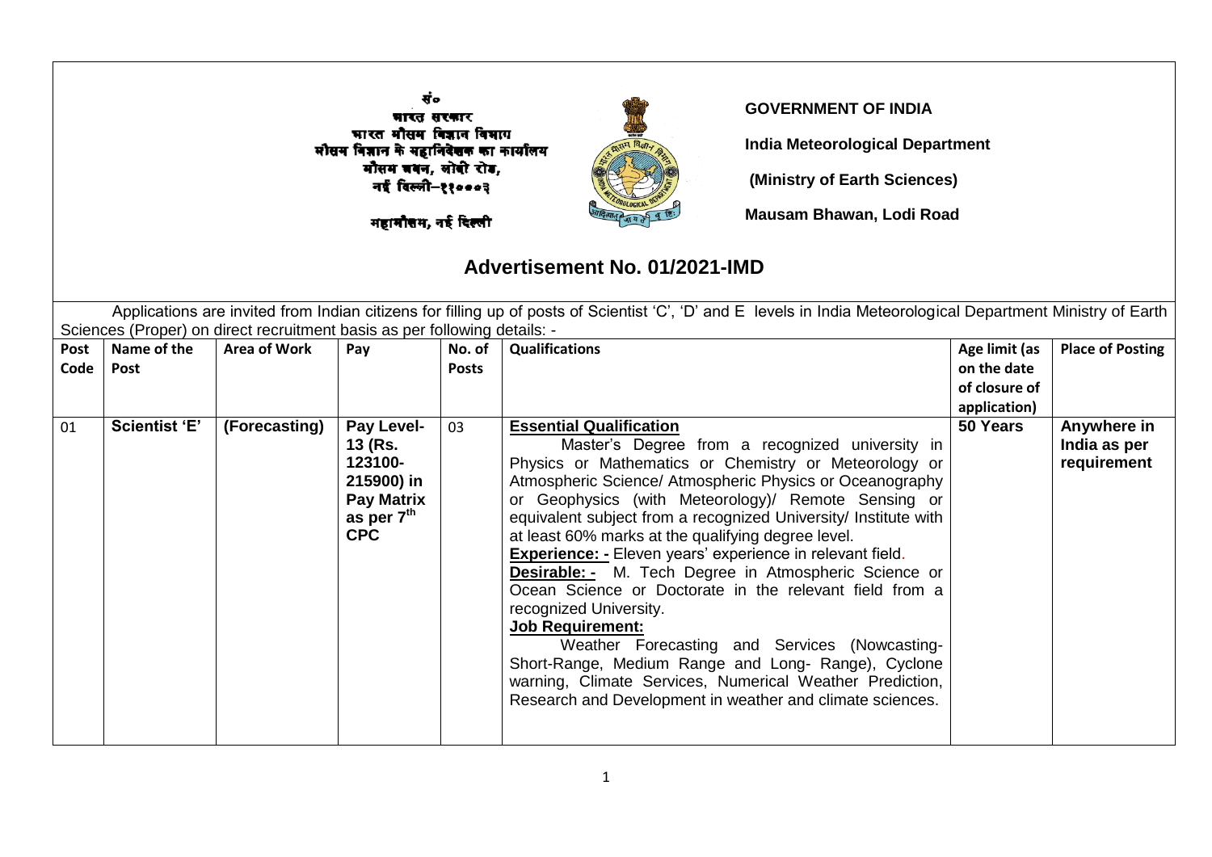सं०
भारत सरकार
भारत मौसम विज्ञान विभाग
मौसम विज्ञान के महानिदेशक का कार्यालय
मौसम भवन, लोदी रोड,
नई दिल्ली–११०००३

महामौसम, नई दिल्ली

**GOVERNMENT OF INDIA**

**India Meteorological Department**

**(Ministry of Earth Sciences)**

**Mausam Bhawan, Lodi Road**

# Advertisement No. 01/2021-IMD

Applications are invited from Indian citizens for filling up of posts of Scientist 'C', 'D' and E levels in India Meteorological Department Ministry of Earth Sciences (Proper) on direct recruitment basis as per following details: -

| Post Code | Name of the Post | Area of Work | Pay | No. of Posts | Qualifications | Age limit (as on the date of closure of application) | Place of Posting |
|---|---|---|---|---|---|---|---|
| 01 | **Scientist 'E'** | **(Forecasting)** | **Pay Level-13 (Rs. 123100-215900) in Pay Matrix as per 7th CPC** | 03 | **Essential Qualification**<br>Master's Degree from a recognized university in Physics or Mathematics or Chemistry or Meteorology or Atmospheric Science/ Atmospheric Physics or Oceanography or Geophysics (with Meteorology)/ Remote Sensing or equivalent subject from a recognized University/ Institute with at least 60% marks at the qualifying degree level.<br>**Experience: -** Eleven years' experience in relevant field.<br>**Desirable: -** M. Tech Degree in Atmospheric Science or Ocean Science or Doctorate in the relevant field from a recognized University.<br>**Job Requirement:**<br>Weather Forecasting and Services (Nowcasting-Short-Range, Medium Range and Long- Range), Cyclone warning, Climate Services, Numerical Weather Prediction, Research and Development in weather and climate sciences. | **50 Years** | **Anywhere in India as per requirement** |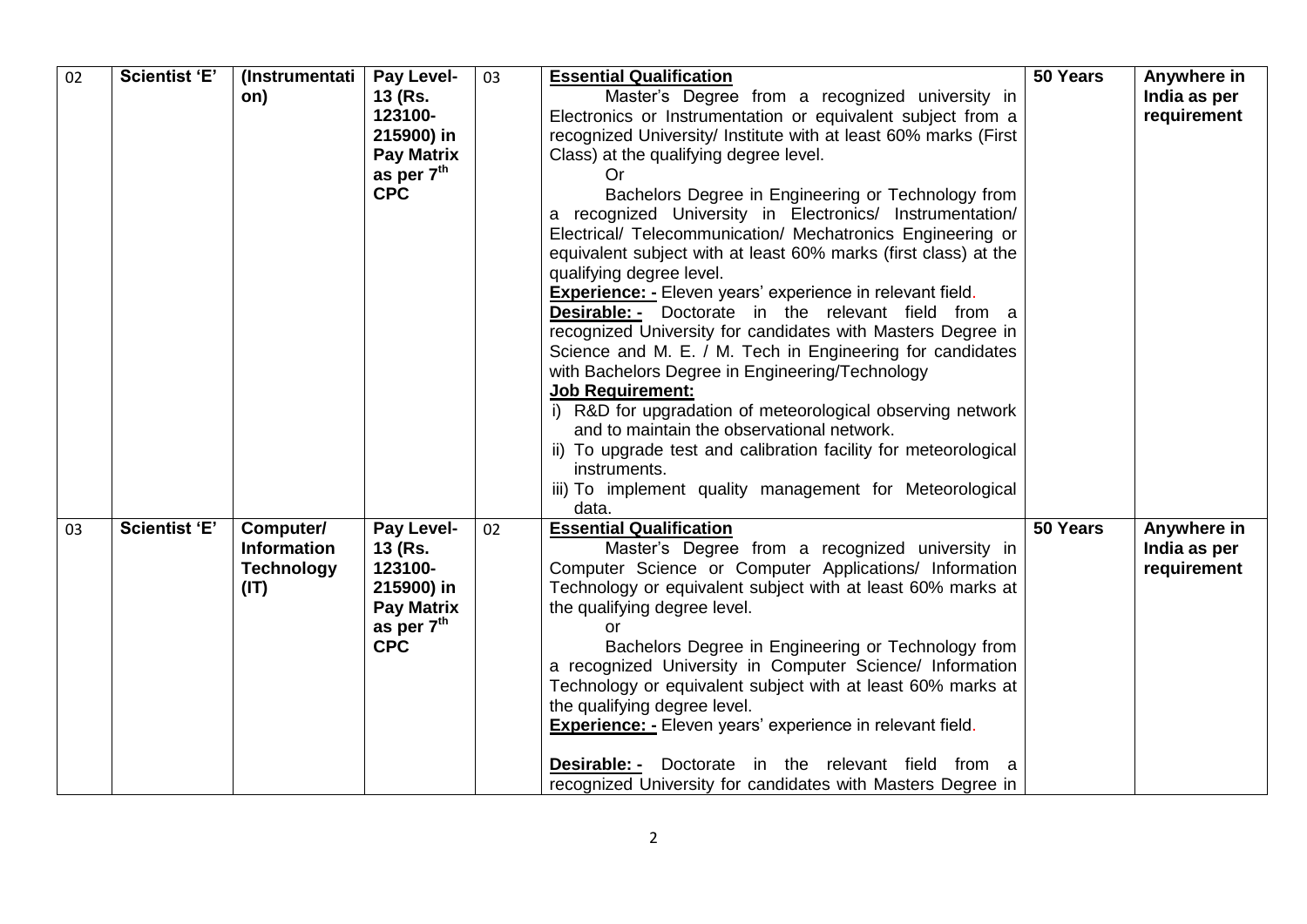| 02 | **Scientist 'E'** | **(Instrumentation)** | **Pay Level-13 (Rs. 123100-215900) in Pay Matrix as per 7th CPC** | 03 | **<u>Essential Qualification</u>**<br>Master's Degree from a recognized university in Electronics or Instrumentation or equivalent subject from a recognized University/ Institute with at least 60% marks (First Class) at the qualifying degree level.<br>Or<br>Bachelors Degree in Engineering or Technology from a recognized University in Electronics/ Instrumentation/ Electrical/ Telecommunication/ Mechatronics Engineering or equivalent subject with at least 60% marks (first class) at the qualifying degree level.<br>**<u>Experience: -</u>** Eleven years' experience in relevant field.<br>**<u>Desirable: -</u>** Doctorate in the relevant field from a recognized University for candidates with Masters Degree in Science and M. E. / M. Tech in Engineering for candidates with Bachelors Degree in Engineering/Technology<br>**<u>Job Requirement:</u>**<br>i) R&D for upgradation of meteorological observing network and to maintain the observational network.<br>ii) To upgrade test and calibration facility for meteorological instruments.<br>iii) To implement quality management for Meteorological data. | **50 Years** | **Anywhere in India as per requirement** |
|---|---|---|---|---|---|---|---|
| 03 | **Scientist 'E'** | **Computer/ Information Technology (IT)** | **Pay Level-13 (Rs. 123100-215900) in Pay Matrix as per 7th CPC** | 02 | **<u>Essential Qualification</u>**<br>Master's Degree from a recognized university in Computer Science or Computer Applications/ Information Technology or equivalent subject with at least 60% marks at the qualifying degree level.<br>or<br>Bachelors Degree in Engineering or Technology from a recognized University in Computer Science/ Information Technology or equivalent subject with at least 60% marks at the qualifying degree level.<br>**<u>Experience: -</u>** Eleven years' experience in relevant field.<br>**<u>Desirable: -</u>** Doctorate in the relevant field from a recognized University for candidates with Masters Degree in | **50 Years** | **Anywhere in India as per requirement** |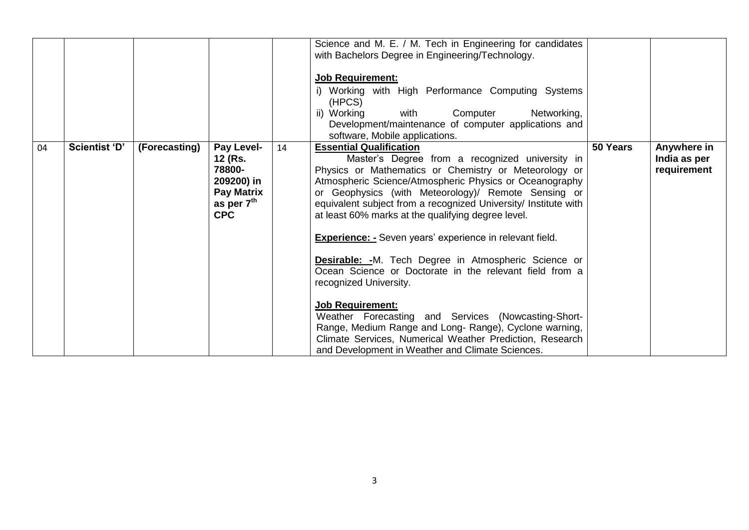| | | | | | | | |
|---|---|---|---|---|---|---|---|
| | | | | | Science and M. E. / M. Tech in Engineering for candidates with Bachelors Degree in Engineering/Technology.<br><br>**Job Requirement:**<br>i) Working with High Performance Computing Systems (HPCS)<br>ii) Working with Computer Networking, Development/maintenance of computer applications and software, Mobile applications. | | |
| 04 | **Scientist 'D'** | **(Forecasting)** | **Pay Level-12 (Rs. 78800-209200) in Pay Matrix as per 7th CPC** | 14 | **Essential Qualification**<br>Master's Degree from a recognized university in Physics or Mathematics or Chemistry or Meteorology or Atmospheric Science/Atmospheric Physics or Oceanography or Geophysics (with Meteorology)/ Remote Sensing or equivalent subject from a recognized University/ Institute with at least 60% marks at the qualifying degree level.<br><br>**Experience: -** Seven years' experience in relevant field.<br><br>**Desirable: -**M. Tech Degree in Atmospheric Science or Ocean Science or Doctorate in the relevant field from a recognized University.<br><br>**Job Requirement:**<br>Weather Forecasting and Services (Nowcasting-Short-Range, Medium Range and Long- Range), Cyclone warning, Climate Services, Numerical Weather Prediction, Research and Development in Weather and Climate Sciences. | **50 Years** | **Anywhere in India as per requirement** |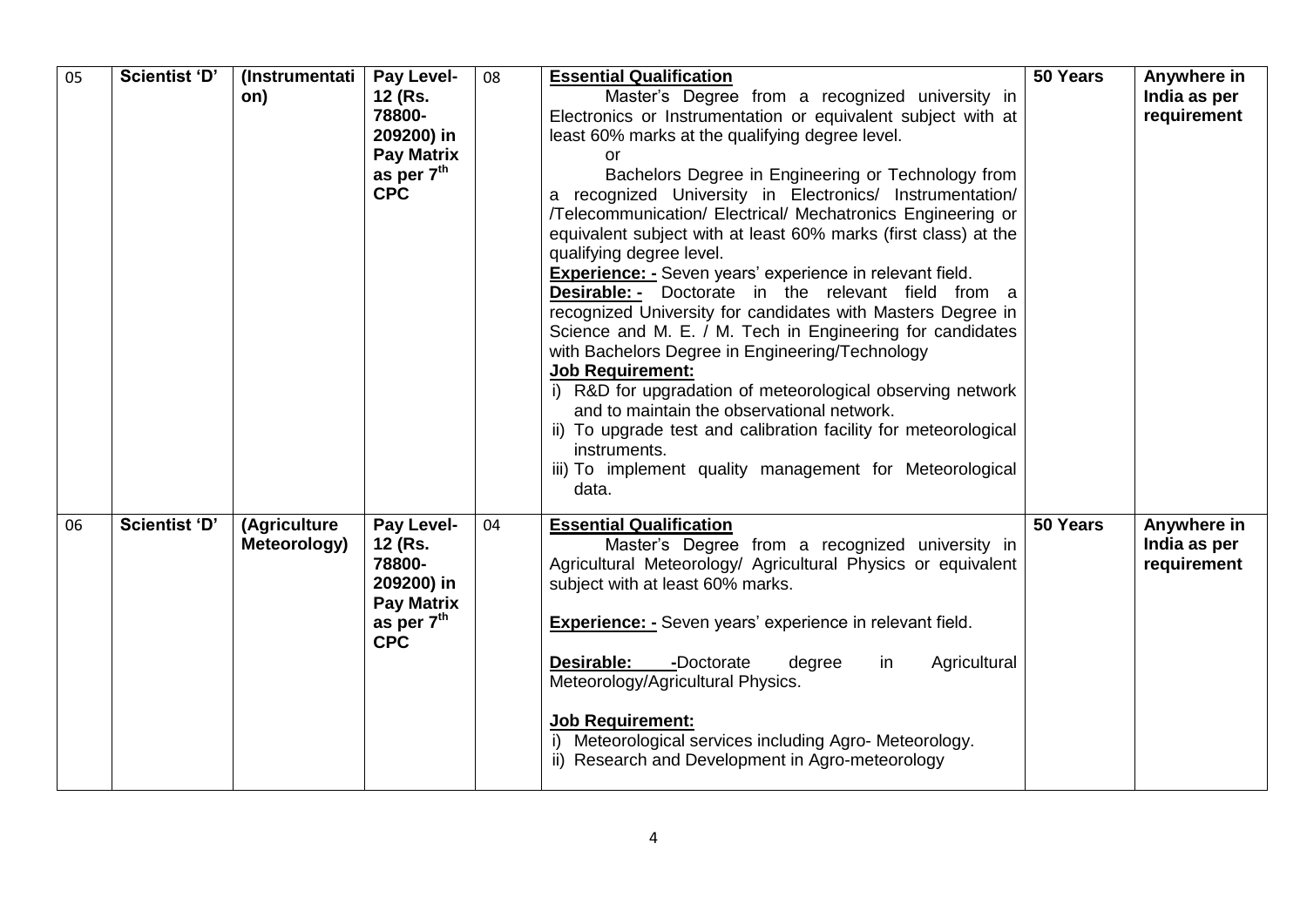| 05 | **Scientist 'D'** | **(Instrumentation)** | **Pay Level-12 (Rs. 78800-209200) in Pay Matrix as per 7$^{th}$ CPC** | 08 | **<u>Essential Qualification</u>**<br>Master's Degree from a recognized university in Electronics or Instrumentation or equivalent subject with at least 60% marks at the qualifying degree level.<br>or<br>Bachelors Degree in Engineering or Technology from a recognized University in Electronics/ Instrumentation/ /Telecommunication/ Electrical/ Mechatronics Engineering or equivalent subject with at least 60% marks (first class) at the qualifying degree level.<br>**<u>Experience: -</u>** Seven years' experience in relevant field.<br>**<u>Desirable: -</u>** Doctorate in the relevant field from a recognized University for candidates with Masters Degree in Science and M. E. / M. Tech in Engineering for candidates with Bachelors Degree in Engineering/Technology<br>**<u>Job Requirement:</u>**<br>i) R&D for upgradation of meteorological observing network and to maintain the observational network.<br>ii) To upgrade test and calibration facility for meteorological instruments.<br>iii) To implement quality management for Meteorological data. | **50 Years** | **Anywhere in India as per requirement** |
|---|---|---|---|---|---|---|---|
| 06 | **Scientist 'D'** | **(Agriculture Meteorology)** | **Pay Level-12 (Rs. 78800-209200) in Pay Matrix as per 7$^{th}$ CPC** | 04 | **<u>Essential Qualification</u>**<br>Master's Degree from a recognized university in Agricultural Meteorology/ Agricultural Physics or equivalent subject with at least 60% marks.<br>**<u>Experience: -</u>** Seven years' experience in relevant field.<br>**<u>Desirable: -</u>** Doctorate degree in Agricultural Meteorology/Agricultural Physics.<br>**<u>Job Requirement:</u>**<br>i) Meteorological services including Agro- Meteorology.<br>ii) Research and Development in Agro-meteorology | **50 Years** | **Anywhere in India as per requirement** |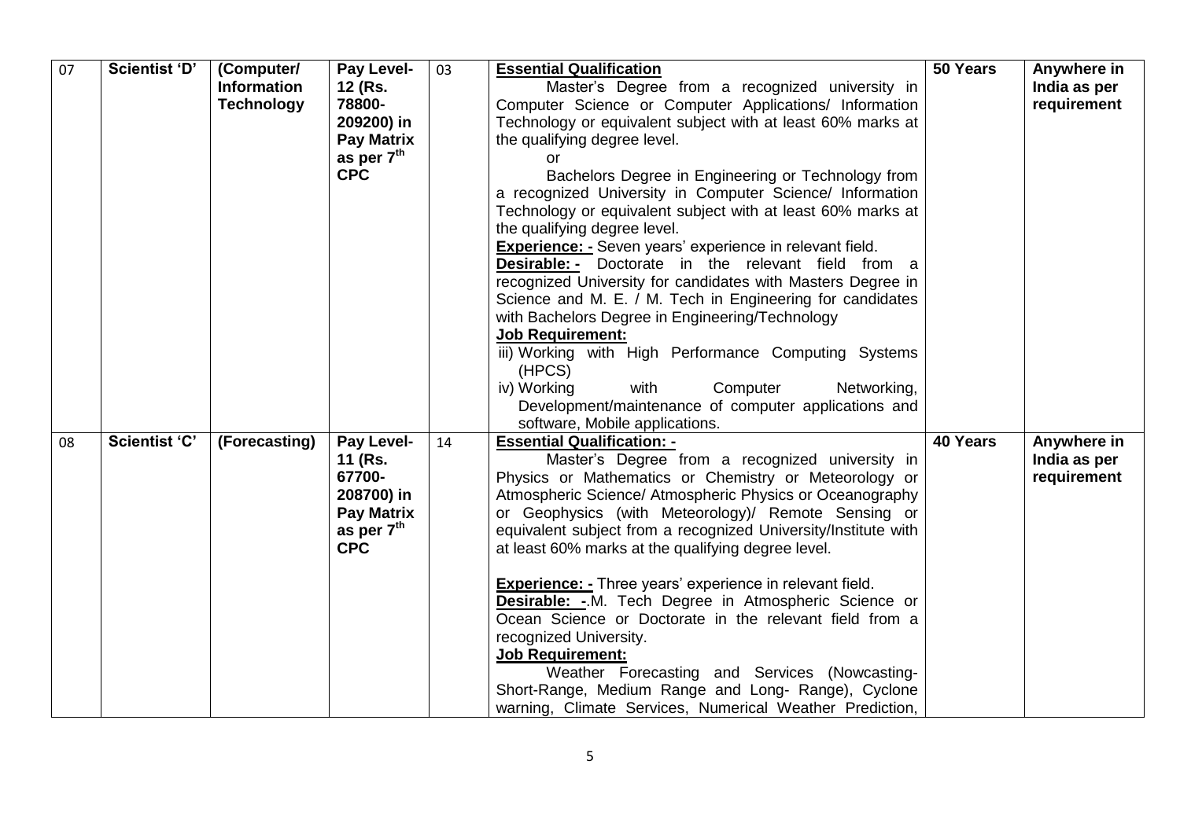| 07 | Scientist 'D' | (Computer/ Information Technology | Pay Level-12 (Rs. 78800-209200) in Pay Matrix as per 7th CPC | 03 | **Essential Qualification**<br>Master's Degree from a recognized university in Computer Science or Computer Applications/ Information Technology or equivalent subject with at least 60% marks at the qualifying degree level.<br>or<br>Bachelors Degree in Engineering or Technology from a recognized University in Computer Science/ Information Technology or equivalent subject with at least 60% marks at the qualifying degree level.<br>**Experience: -** Seven years' experience in relevant field.<br>**Desirable: -** Doctorate in the relevant field from a recognized University for candidates with Masters Degree in Science and M. E. / M. Tech in Engineering for candidates with Bachelors Degree in Engineering/Technology<br>**Job Requirement:**<br>iii) Working with High Performance Computing Systems (HPCS)<br>iv) Working with Computer Networking, Development/maintenance of computer applications and software, Mobile applications. | 50 Years | Anywhere in India as per requirement |
|---|---|---|---|---|---|---|---|
| 08 | Scientist 'C' | (Forecasting) | Pay Level-11 (Rs. 67700-208700) in Pay Matrix as per 7th CPC | 14 | **Essential Qualification: -**<br>Master's Degree from a recognized university in Physics or Mathematics or Chemistry or Meteorology or Atmospheric Science/ Atmospheric Physics or Oceanography or Geophysics (with Meteorology)/ Remote Sensing or equivalent subject from a recognized University/Institute with at least 60% marks at the qualifying degree level.<br><br>**Experience: -** Three years' experience in relevant field.<br>**Desirable: -**.M. Tech Degree in Atmospheric Science or Ocean Science or Doctorate in the relevant field from a recognized University.<br>**Job Requirement:**<br>Weather Forecasting and Services (Nowcasting-Short-Range, Medium Range and Long- Range), Cyclone warning, Climate Services, Numerical Weather Prediction, | 40 Years | Anywhere in India as per requirement |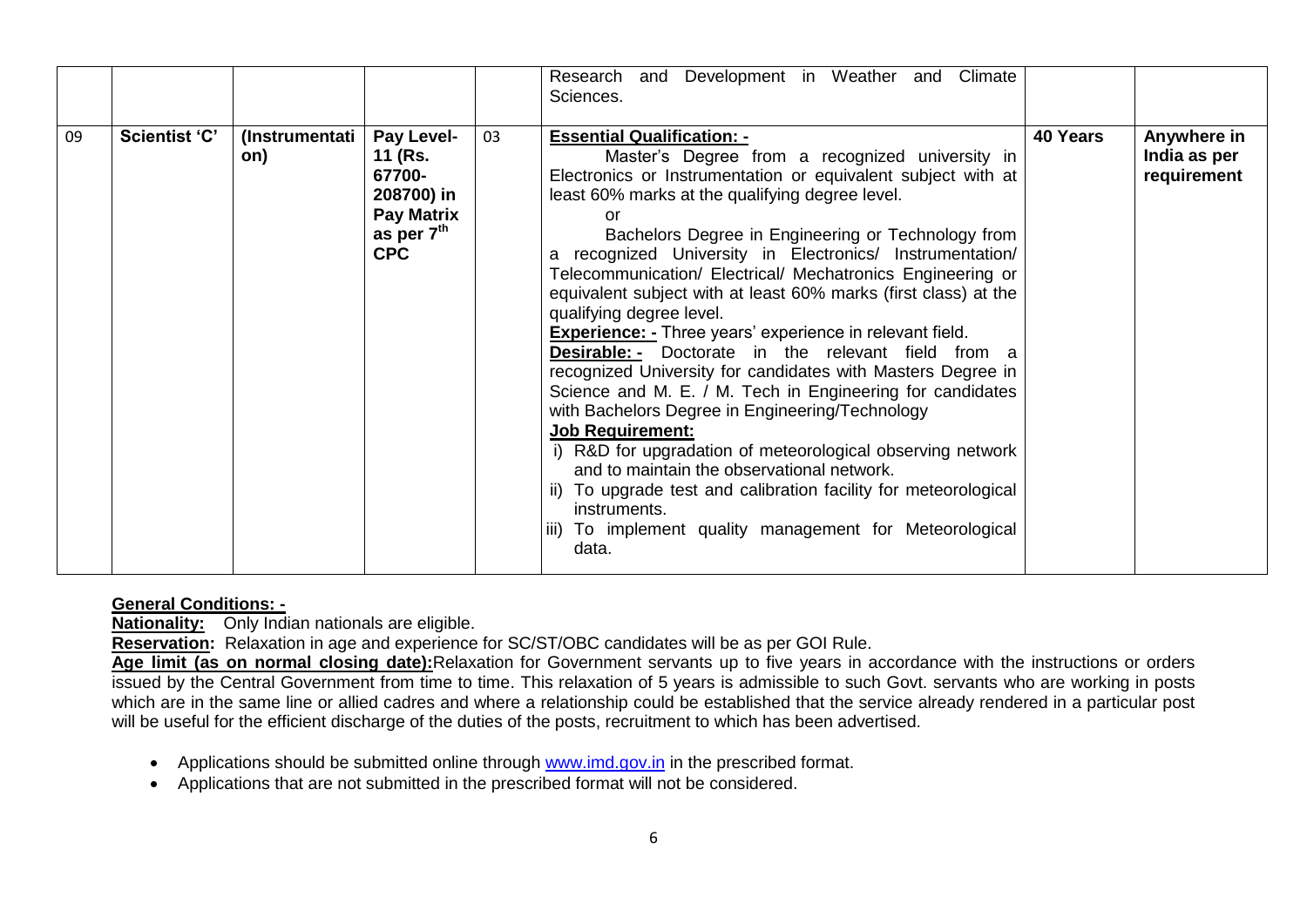|  |  |  |  |  | Research and Development in Weather and Climate Sciences. |  |  |
|---|---|---|---|---|---|---|---|
| 09 | **Scientist 'C'** | **(Instrumentation)** | **Pay Level-11 (Rs. 67700-208700) in Pay Matrix as per 7th CPC** | 03 | **Essential Qualification: -** Master's Degree from a recognized university in Electronics or Instrumentation or equivalent subject with at least 60% marks at the qualifying degree level. or Bachelors Degree in Engineering or Technology from a recognized University in Electronics/ Instrumentation/ Telecommunication/ Electrical/ Mechatronics Engineering or equivalent subject with at least 60% marks (first class) at the qualifying degree level. **Experience: -** Three years' experience in relevant field. **Desirable: -** Doctorate in the relevant field from a recognized University for candidates with Masters Degree in Science and M. E. / M. Tech in Engineering for candidates with Bachelors Degree in Engineering/Technology **Job Requirement:** i) R&D for upgradation of meteorological observing network and to maintain the observational network. ii) To upgrade test and calibration facility for meteorological instruments. iii) To implement quality management for Meteorological data. | **40 Years** | **Anywhere in India as per requirement** |

**General Conditions: -**

**Nationality:** Only Indian nationals are eligible.

**Reservation:** Relaxation in age and experience for SC/ST/OBC candidates will be as per GOI Rule.

**Age limit (as on normal closing date):** Relaxation for Government servants up to five years in accordance with the instructions or orders issued by the Central Government from time to time. This relaxation of 5 years is admissible to such Govt. servants who are working in posts which are in the same line or allied cadres and where a relationship could be established that the service already rendered in a particular post will be useful for the efficient discharge of the duties of the posts, recruitment to which has been advertised.

- Applications should be submitted online through www.imd.gov.in in the prescribed format.
- Applications that are not submitted in the prescribed format will not be considered.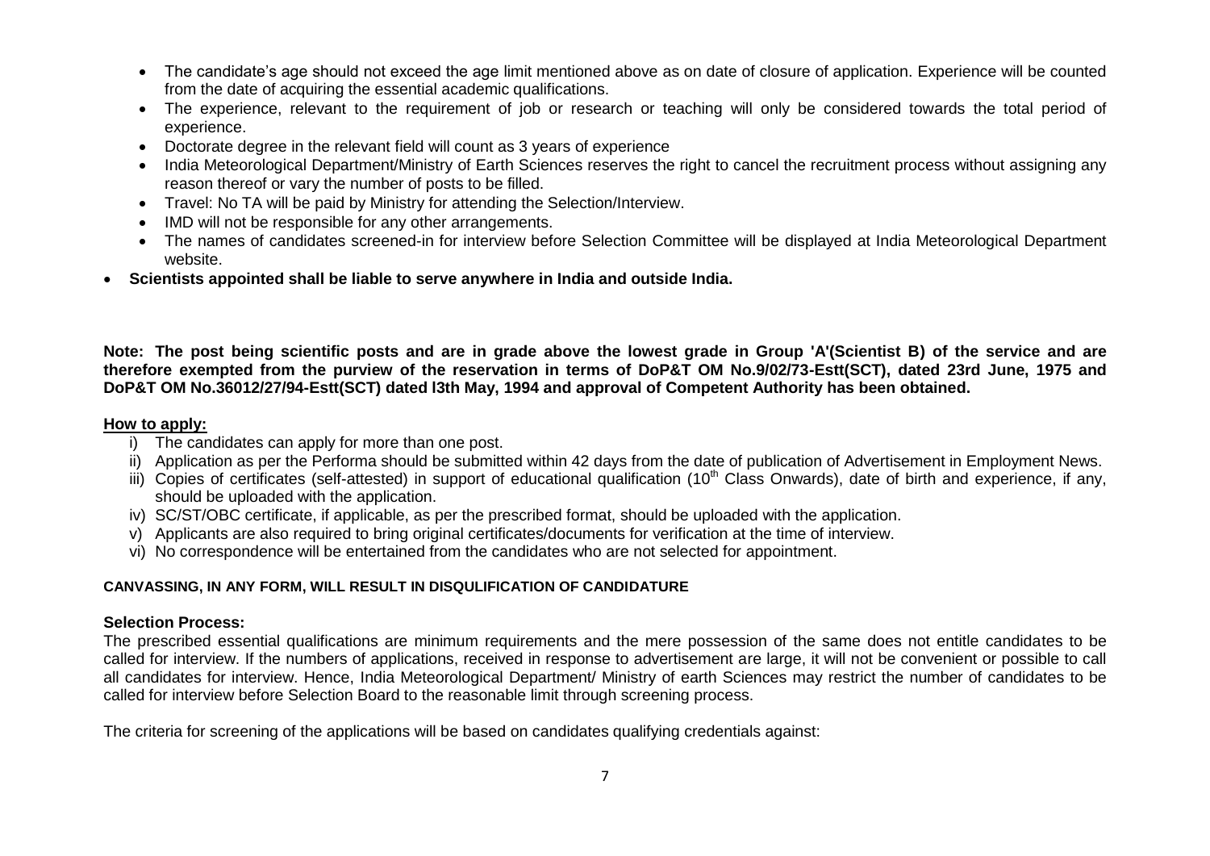- The candidate's age should not exceed the age limit mentioned above as on date of closure of application. Experience will be counted from the date of acquiring the essential academic qualifications.
- The experience, relevant to the requirement of job or research or teaching will only be considered towards the total period of experience.
- Doctorate degree in the relevant field will count as 3 years of experience
- India Meteorological Department/Ministry of Earth Sciences reserves the right to cancel the recruitment process without assigning any reason thereof or vary the number of posts to be filled.
- Travel: No TA will be paid by Ministry for attending the Selection/Interview.
- IMD will not be responsible for any other arrangements.
- The names of candidates screened-in for interview before Selection Committee will be displayed at India Meteorological Department website.
- **Scientists appointed shall be liable to serve anywhere in India and outside India.**

**Note: The post being scientific posts and are in grade above the lowest grade in Group 'A'(Scientist B) of the service and are therefore exempted from the purview of the reservation in terms of DoP&T OM No.9/02/73-Estt(SCT), dated 23rd June, 1975 and DoP&T OM No.36012/27/94-Estt(SCT) dated l3th May, 1994 and approval of Competent Authority has been obtained.**

**<u>How to apply:</u>**

i) The candidates can apply for more than one post.
ii) Application as per the Performa should be submitted within 42 days from the date of publication of Advertisement in Employment News.
iii) Copies of certificates (self-attested) in support of educational qualification (10th Class Onwards), date of birth and experience, if any, should be uploaded with the application.
iv) SC/ST/OBC certificate, if applicable, as per the prescribed format, should be uploaded with the application.
v) Applicants are also required to bring original certificates/documents for verification at the time of interview.
vi) No correspondence will be entertained from the candidates who are not selected for appointment.

**CANVASSING, IN ANY FORM, WILL RESULT IN DISQULIFICATION OF CANDIDATURE**

**Selection Process:**

The prescribed essential qualifications are minimum requirements and the mere possession of the same does not entitle candidates to be called for interview. If the numbers of applications, received in response to advertisement are large, it will not be convenient or possible to call all candidates for interview. Hence, India Meteorological Department/ Ministry of earth Sciences may restrict the number of candidates to be called for interview before Selection Board to the reasonable limit through screening process.

The criteria for screening of the applications will be based on candidates qualifying credentials against: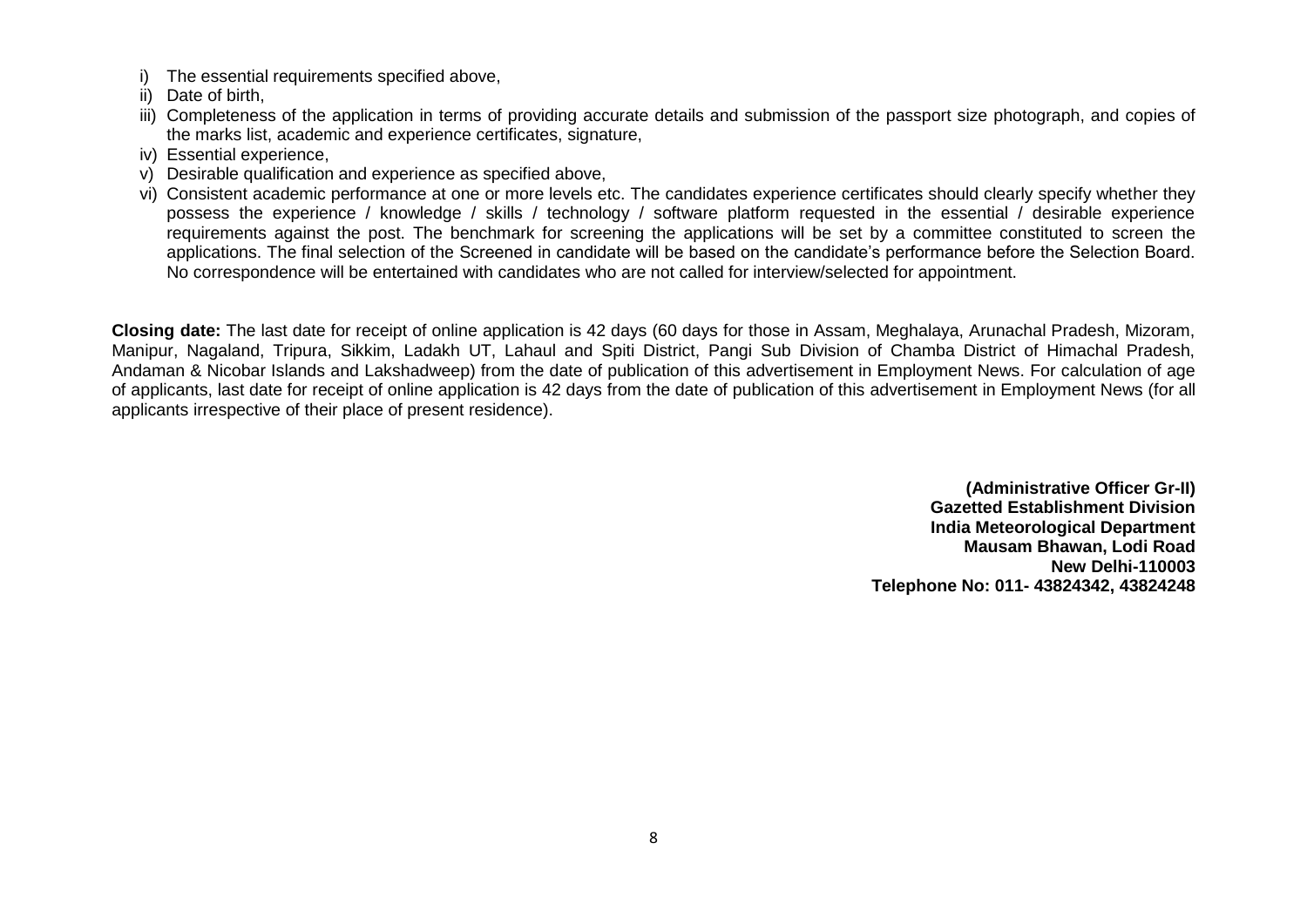i) The essential requirements specified above,
ii) Date of birth,
iii) Completeness of the application in terms of providing accurate details and submission of the passport size photograph, and copies of the marks list, academic and experience certificates, signature,
iv) Essential experience,
v) Desirable qualification and experience as specified above,
vi) Consistent academic performance at one or more levels etc. The candidates experience certificates should clearly specify whether they possess the experience / knowledge / skills / technology / software platform requested in the essential / desirable experience requirements against the post. The benchmark for screening the applications will be set by a committee constituted to screen the applications. The final selection of the Screened in candidate will be based on the candidate's performance before the Selection Board. No correspondence will be entertained with candidates who are not called for interview/selected for appointment.

**Closing date:** The last date for receipt of online application is 42 days (60 days for those in Assam, Meghalaya, Arunachal Pradesh, Mizoram, Manipur, Nagaland, Tripura, Sikkim, Ladakh UT, Lahaul and Spiti District, Pangi Sub Division of Chamba District of Himachal Pradesh, Andaman & Nicobar Islands and Lakshadweep) from the date of publication of this advertisement in Employment News. For calculation of age of applicants, last date for receipt of online application is 42 days from the date of publication of this advertisement in Employment News (for all applicants irrespective of their place of present residence).

**(Administrative Officer Gr-II)**
**Gazetted Establishment Division**
**India Meteorological Department**
**Mausam Bhawan, Lodi Road**
**New Delhi-110003**
**Telephone No: 011- 43824342, 43824248**